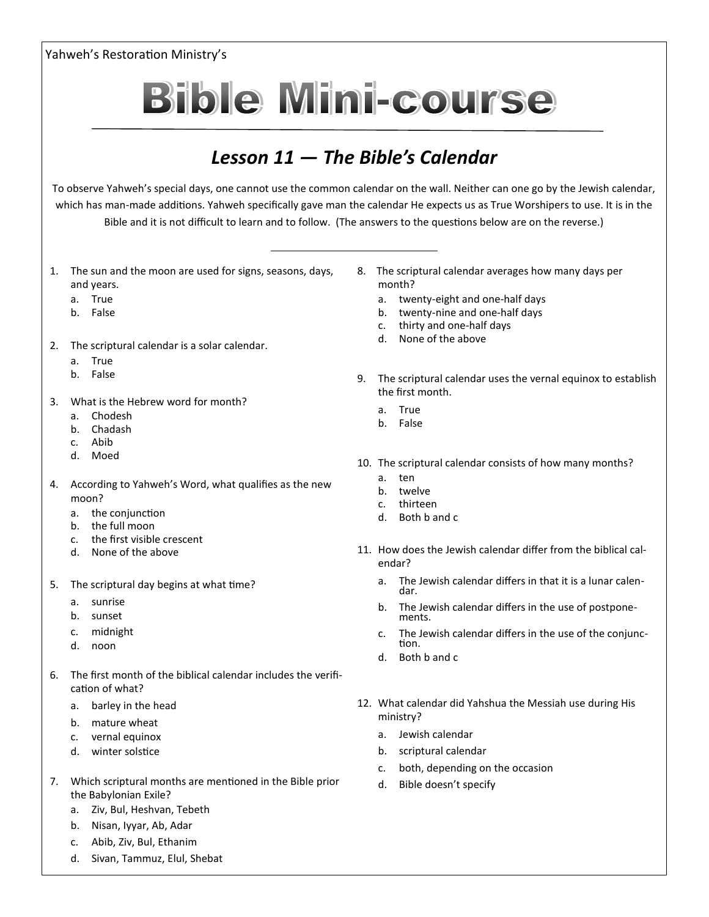Yahweh's Restoration Ministry's

# Bible Mini-course

## *Lesson 11 — The Bible's Calendar*

To observe Yahweh's special days, one cannot use the common calendar on the wall. Neither can one go by the Jewish calendar, which has man-made additions. Yahweh specifically gave man the calendar He expects us as True Worshipers to use. It is in the Bible and it is not difficult to learn and to follow. (The answers to the questions below are on the reverse.)

---

1. The sun and the moon are used for signs, seasons, days, and years.
   a. True
   b. False

2. The scriptural calendar is a solar calendar.
   a. True
   b. False

3. What is the Hebrew word for month?
   a. Chodesh
   b. Chadash
   c. Abib
   d. Moed

4. According to Yahweh's Word, what qualifies as the new moon?
   a. the conjunction
   b. the full moon
   c. the first visible crescent
   d. None of the above

5. The scriptural day begins at what time?
   a. sunrise
   b. sunset
   c. midnight
   d. noon

6. The first month of the biblical calendar includes the verification of what?
   a. barley in the head
   b. mature wheat
   c. vernal equinox
   d. winter solstice

7. Which scriptural months are mentioned in the Bible prior the Babylonian Exile?
   a. Ziv, Bul, Heshvan, Tebeth
   b. Nisan, Iyyar, Ab, Adar
   c. Abib, Ziv, Bul, Ethanim
   d. Sivan, Tammuz, Elul, Shebat

8. The scriptural calendar averages how many days per month?
   a. twenty-eight and one-half days
   b. twenty-nine and one-half days
   c. thirty and one-half days
   d. None of the above

9. The scriptural calendar uses the vernal equinox to establish the first month.
   a. True
   b. False

10. The scriptural calendar consists of how many months?
    a. ten
    b. twelve
    c. thirteen
    d. Both b and c

11. How does the Jewish calendar differ from the biblical calendar?
    a. The Jewish calendar differs in that it is a lunar calendar.
    b. The Jewish calendar differs in the use of postponements.
    c. The Jewish calendar differs in the use of the conjunction.
    d. Both b and c

12. What calendar did Yahshua the Messiah use during His ministry?
    a. Jewish calendar
    b. scriptural calendar
    c. both, depending on the occasion
    d. Bible doesn't specify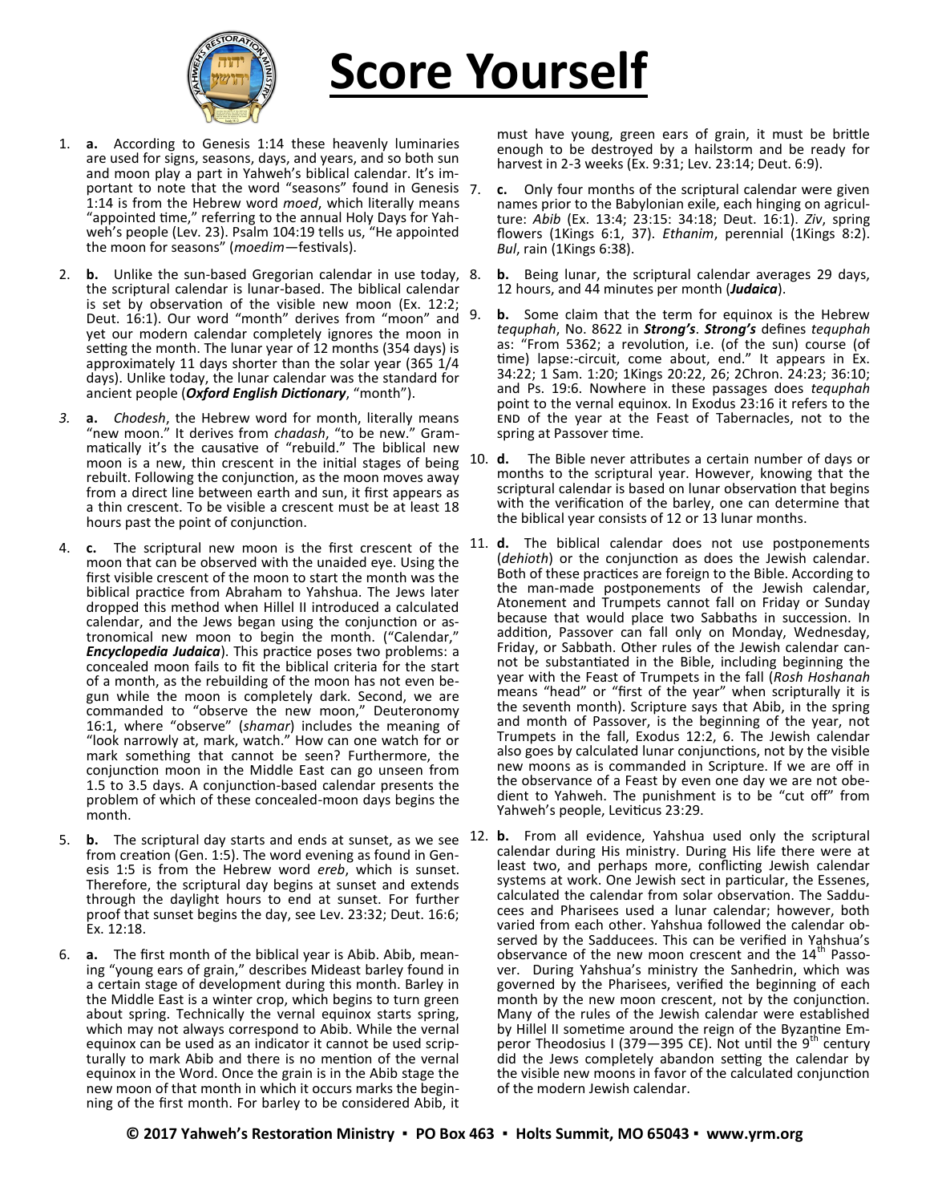# Score Yourself

1. **a.** According to Genesis 1:14 these heavenly luminaries are used for signs, seasons, days, and years, and so both sun and moon play a part in Yahweh's biblical calendar. It's important to note that the word "seasons" found in Genesis 1:14 is from the Hebrew word *moed*, which literally means "appointed time," referring to the annual Holy Days for Yahweh's people (Lev. 23). Psalm 104:19 tells us, "He appointed the moon for seasons" (*moedim*—festivals).

2. **b.** Unlike the sun-based Gregorian calendar in use today, the scriptural calendar is lunar-based. The biblical calendar is set by observation of the visible new moon (Ex. 12:2; Deut. 16:1). Our word "month" derives from "moon" and yet our modern calendar completely ignores the moon in setting the month. The lunar year of 12 months (354 days) is approximately 11 days shorter than the solar year (365 1/4 days). Unlike today, the lunar calendar was the standard for ancient people (***Oxford English Dictionary***, "month").

3. **a.** *Chodesh*, the Hebrew word for month, literally means "new moon." It derives from *chadash*, "to be new." Grammatically it's the causative of "rebuild." The biblical new moon is a new, thin crescent in the initial stages of being rebuilt. Following the conjunction, as the moon moves away from a direct line between earth and sun, it first appears as a thin crescent. To be visible a crescent must be at least 18 hours past the point of conjunction.

4. **c.** The scriptural new moon is the first crescent of the moon that can be observed with the unaided eye. Using the first visible crescent of the moon to start the month was the biblical practice from Abraham to Yahshua. The Jews later dropped this method when Hillel II introduced a calculated calendar, and the Jews began using the conjunction or astronomical new moon to begin the month. ("Calendar," ***Encyclopedia Judaica***). This practice poses two problems: a concealed moon fails to fit the biblical criteria for the start of a month, as the rebuilding of the moon has not even begun while the moon is completely dark. Second, we are commanded to "observe the new moon," Deuteronomy 16:1, where "observe" (*shamar*) includes the meaning of "look narrowly at, mark, watch." How can one watch for or mark something that cannot be seen? Furthermore, the conjunction moon in the Middle East can go unseen from 1.5 to 3.5 days. A conjunction-based calendar presents the problem of which of these concealed-moon days begins the month.

5. **b.** The scriptural day starts and ends at sunset, as we see from creation (Gen. 1:5). The word evening as found in Genesis 1:5 is from the Hebrew word *ereb*, which is sunset. Therefore, the scriptural day begins at sunset and extends through the daylight hours to end at sunset. For further proof that sunset begins the day, see Lev. 23:32; Deut. 16:6; Ex. 12:18.

6. **a.** The first month of the biblical year is Abib. Abib, meaning "young ears of grain," describes Mideast barley found in a certain stage of development during this month. Barley in the Middle East is a winter crop, which begins to turn green about spring. Technically the vernal equinox starts spring, which may not always correspond to Abib. While the vernal equinox can be used as an indicator it cannot be used scripturally to mark Abib and there is no mention of the vernal equinox in the Word. Once the grain is in the Abib stage the new moon of that month in which it occurs marks the beginning of the first month. For barley to be considered Abib, it must have young, green ears of grain, it must be brittle enough to be destroyed by a hailstorm and be ready for harvest in 2-3 weeks (Ex. 9:31; Lev. 23:14; Deut. 6:9).

7. **c.** Only four months of the scriptural calendar were given names prior to the Babylonian exile, each hinging on agriculture: *Abib* (Ex. 13:4; 23:15: 34:18; Deut. 16:1). *Ziv*, spring flowers (1Kings 6:1, 37). *Ethanim*, perennial (1Kings 8:2). *Bul*, rain (1Kings 6:38).

8. **b.** Being lunar, the scriptural calendar averages 29 days, 12 hours, and 44 minutes per month (***Judaica***).

9. **b.** Some claim that the term for equinox is the Hebrew *tequphah*, No. 8622 in ***Strong's***. ***Strong's*** defines *tequphah* as: "From 5362; a revolution, i.e. (of the sun) course (of time) lapse:-circuit, come about, end." It appears in Ex. 34:22; 1 Sam. 1:20; 1Kings 20:22, 26; 2Chron. 24:23; 36:10; and Ps. 19:6. Nowhere in these passages does *tequphah* point to the vernal equinox. In Exodus 23:16 it refers to the END of the year at the Feast of Tabernacles, not to the spring at Passover time.

10. **d.** The Bible never attributes a certain number of days or months to the scriptural year. However, knowing that the scriptural calendar is based on lunar observation that begins with the verification of the barley, one can determine that the biblical year consists of 12 or 13 lunar months.

11. **d.** The biblical calendar does not use postponements (*dehioth*) or the conjunction as does the Jewish calendar. Both of these practices are foreign to the Bible. According to the man-made postponements of the Jewish calendar, Atonement and Trumpets cannot fall on Friday or Sunday because that would place two Sabbaths in succession. In addition, Passover can fall only on Monday, Wednesday, Friday, or Sabbath. Other rules of the Jewish calendar cannot be substantiated in the Bible, including beginning the year with the Feast of Trumpets in the fall (*Rosh Hoshanah* means "head" or "first of the year" when scripturally it is the seventh month). Scripture says that Abib, in the spring and month of Passover, is the beginning of the year, not Trumpets in the fall, Exodus 12:2, 6. The Jewish calendar also goes by calculated lunar conjunctions, not by the visible new moons as is commanded in Scripture. If we are off in the observance of a Feast by even one day we are not obedient to Yahweh. The punishment is to be "cut off" from Yahweh's people, Leviticus 23:29.

12. **b.** From all evidence, Yahshua used only the scriptural calendar during His ministry. During His life there were at least two, and perhaps more, conflicting Jewish calendar systems at work. One Jewish sect in particular, the Essenes, calculated the calendar from solar observation. The Sadducees and Pharisees used a lunar calendar; however, both varied from each other. Yahshua followed the calendar observed by the Sadducees. This can be verified in Yahshua's observance of the new moon crescent and the 14th Passover. During Yahshua's ministry the Sanhedrin, which was governed by the Pharisees, verified the beginning of each month by the new moon crescent, not by the conjunction. Many of the rules of the Jewish calendar were established by Hillel II sometime around the reign of the Byzantine Emperor Theodosius I (379—395 CE). Not until the 9th century did the Jews completely abandon setting the calendar by the visible new moons in favor of the calculated conjunction of the modern Jewish calendar.

**© 2017 Yahweh's Restoration Ministry ▪ PO Box 463 ▪ Holts Summit, MO 65043 ▪ www.yrm.org**